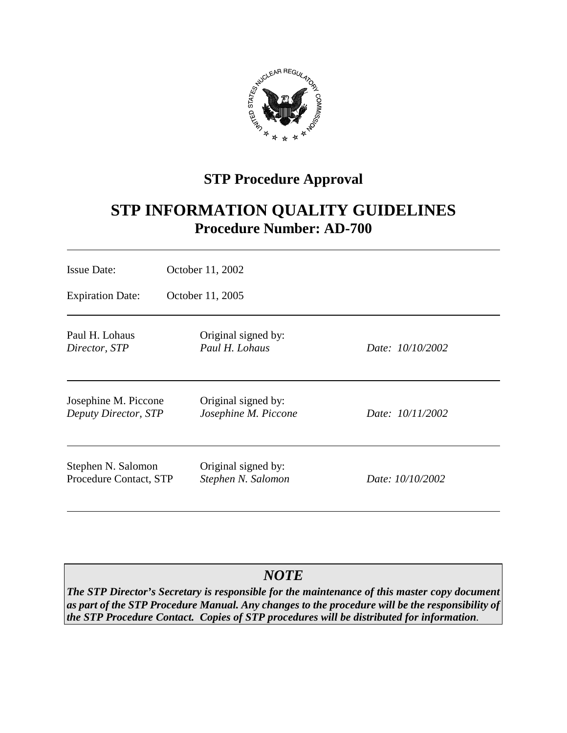## STP Procedure Approval

# STP INFORMATION QUALITY GUIDELINES

## Procedure Number: AD-700

Issue Date: October 11, 2002

Expiration Date: October 11, 2005

| | | |
|---|---|---|
| Paul H. Lohaus<br>*Director, STP* | Original signed by:<br>*Paul H. Lohaus* | *Date: 10/10/2002* |
| Josephine M. Piccone<br>*Deputy Director, STP* | Original signed by:<br>*Josephine M. Piccone* | *Date: 10/11/2002* |
| Stephen N. Salomon<br>Procedure Contact, STP | Original signed by:<br>*Stephen N. Salomon* | *Date: 10/10/2002* |

***NOTE***

***The STP Director's Secretary is responsible for the maintenance of this master copy document as part of the STP Procedure Manual. Any changes to the procedure will be the responsibility of the STP Procedure Contact. Copies of STP procedures will be distributed for information.***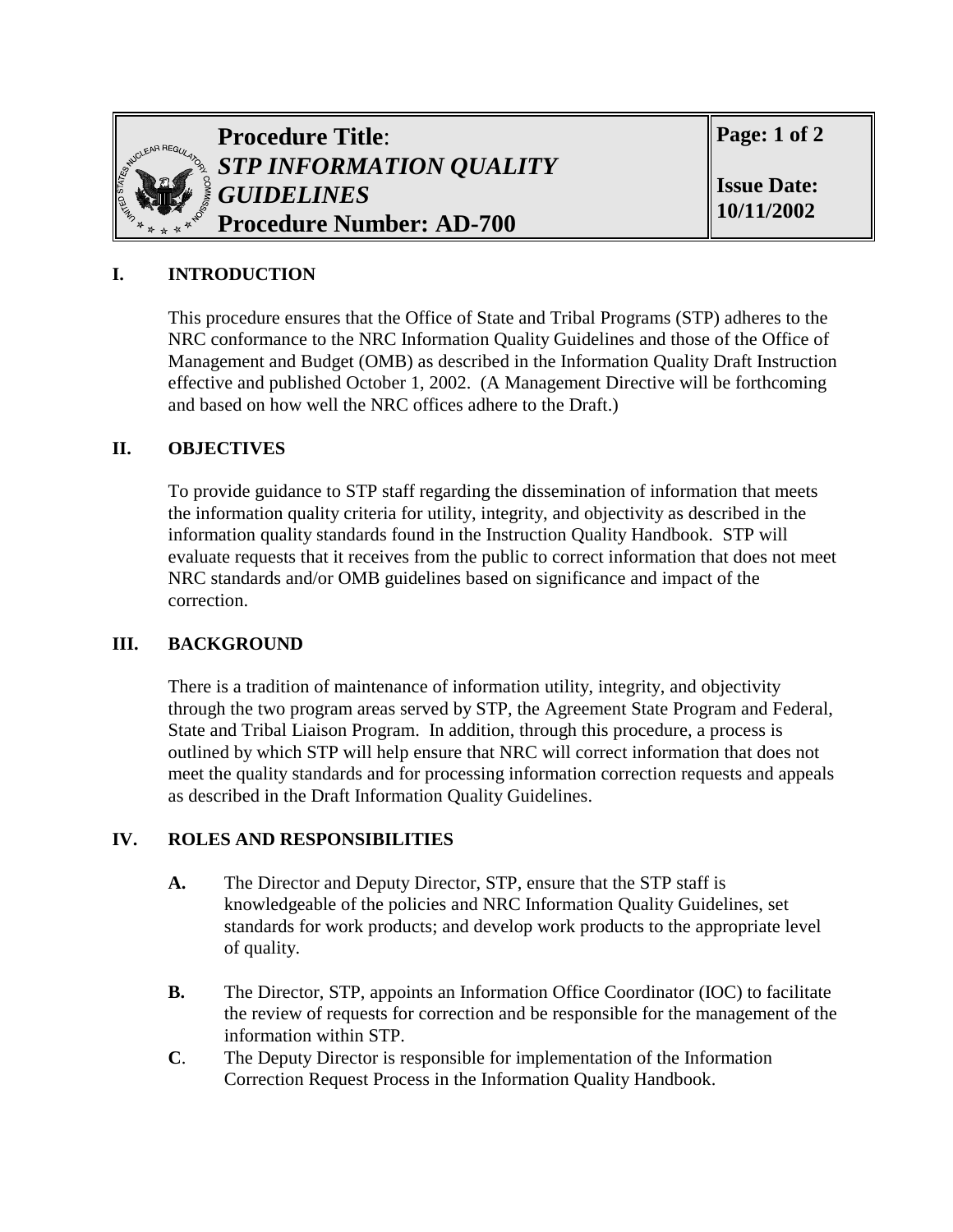| Procedure Title: *STP INFORMATION QUALITY GUIDELINES* Procedure Number: AD-700 | Page: 1 of 2 Issue Date: 10/11/2002 |
|---|---|

## I. INTRODUCTION

This procedure ensures that the Office of State and Tribal Programs (STP) adheres to the NRC conformance to the NRC Information Quality Guidelines and those of the Office of Management and Budget (OMB) as described in the Information Quality Draft Instruction effective and published October 1, 2002. (A Management Directive will be forthcoming and based on how well the NRC offices adhere to the Draft.)

## II. OBJECTIVES

To provide guidance to STP staff regarding the dissemination of information that meets the information quality criteria for utility, integrity, and objectivity as described in the information quality standards found in the Instruction Quality Handbook. STP will evaluate requests that it receives from the public to correct information that does not meet NRC standards and/or OMB guidelines based on significance and impact of the correction.

## III. BACKGROUND

There is a tradition of maintenance of information utility, integrity, and objectivity through the two program areas served by STP, the Agreement State Program and Federal, State and Tribal Liaison Program. In addition, through this procedure, a process is outlined by which STP will help ensure that NRC will correct information that does not meet the quality standards and for processing information correction requests and appeals as described in the Draft Information Quality Guidelines.

## IV. ROLES AND RESPONSIBILITIES

**A.** The Director and Deputy Director, STP, ensure that the STP staff is knowledgeable of the policies and NRC Information Quality Guidelines, set standards for work products; and develop work products to the appropriate level of quality.

**B.** The Director, STP, appoints an Information Office Coordinator (IOC) to facilitate the review of requests for correction and be responsible for the management of the information within STP.

**C**. The Deputy Director is responsible for implementation of the Information Correction Request Process in the Information Quality Handbook.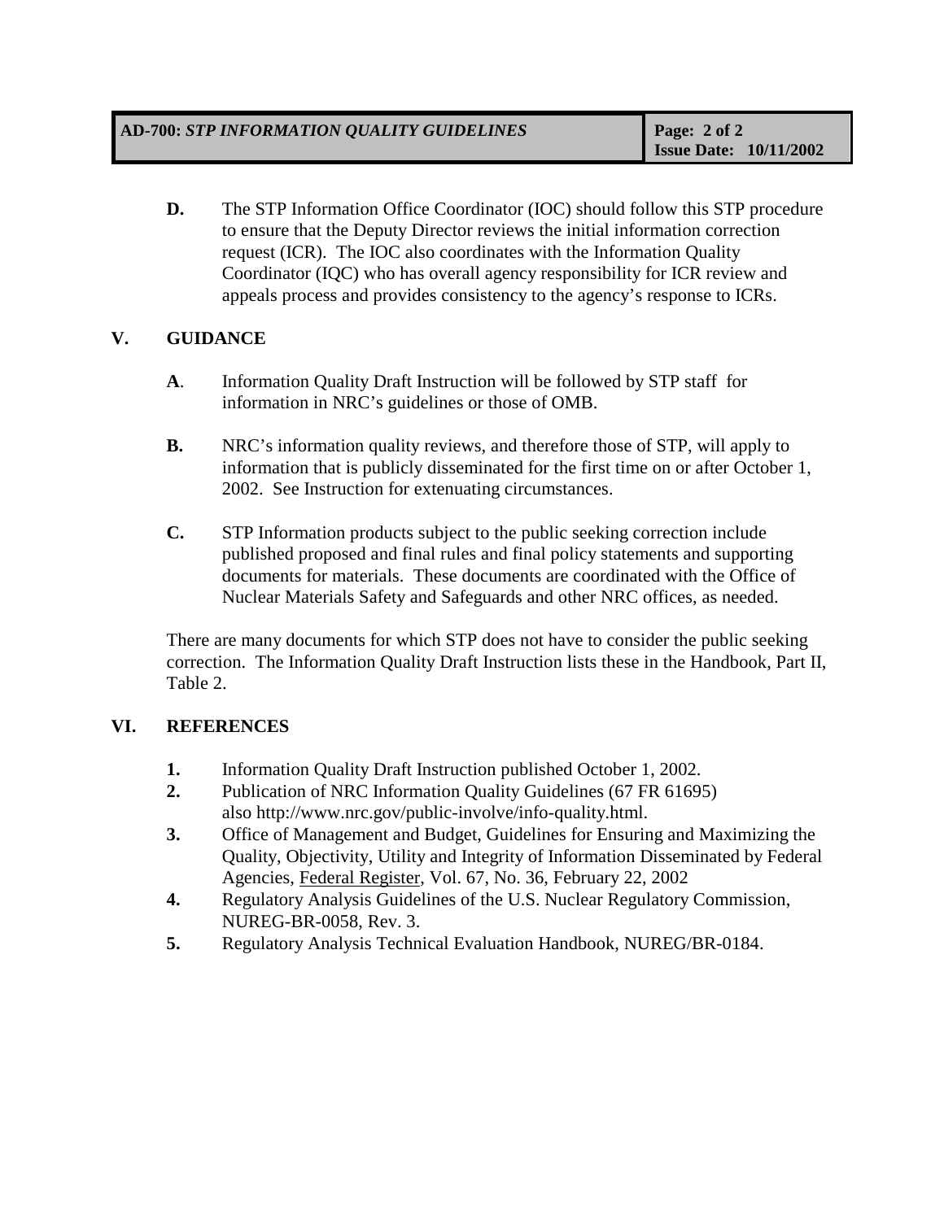**D.** The STP Information Office Coordinator (IOC) should follow this STP procedure to ensure that the Deputy Director reviews the initial information correction request (ICR). The IOC also coordinates with the Information Quality Coordinator (IQC) who has overall agency responsibility for ICR review and appeals process and provides consistency to the agency's response to ICRs.

## V. GUIDANCE

**A**. Information Quality Draft Instruction will be followed by STP staff for information in NRC's guidelines or those of OMB.

**B.** NRC's information quality reviews, and therefore those of STP, will apply to information that is publicly disseminated for the first time on or after October 1, 2002. See Instruction for extenuating circumstances.

**C.** STP Information products subject to the public seeking correction include published proposed and final rules and final policy statements and supporting documents for materials. These documents are coordinated with the Office of Nuclear Materials Safety and Safeguards and other NRC offices, as needed.

There are many documents for which STP does not have to consider the public seeking correction. The Information Quality Draft Instruction lists these in the Handbook, Part II, Table 2.

## VI. REFERENCES

1. Information Quality Draft Instruction published October 1, 2002.
2. Publication of NRC Information Quality Guidelines (67 FR 61695) also http://www.nrc.gov/public-involve/info-quality.html.
3. Office of Management and Budget, Guidelines for Ensuring and Maximizing the Quality, Objectivity, Utility and Integrity of Information Disseminated by Federal Agencies, Federal Register, Vol. 67, No. 36, February 22, 2002
4. Regulatory Analysis Guidelines of the U.S. Nuclear Regulatory Commission, NUREG-BR-0058, Rev. 3.
5. Regulatory Analysis Technical Evaluation Handbook, NUREG/BR-0184.